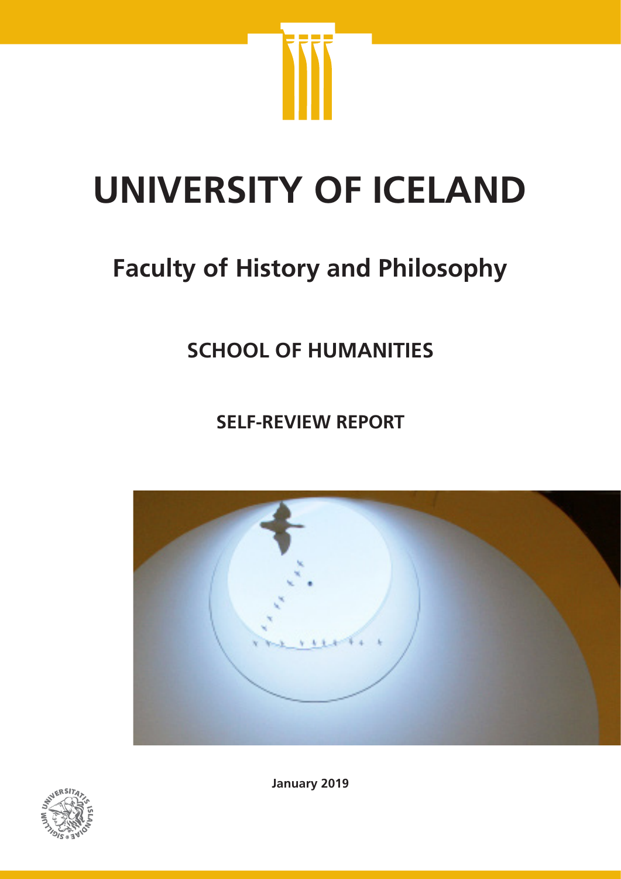# UNIVERSITY OF ICELAND

## Faculty of History and Philosophy

### SCHOOL OF HUMANITIES

### SELF-REVIEW REPORT

**January 2019**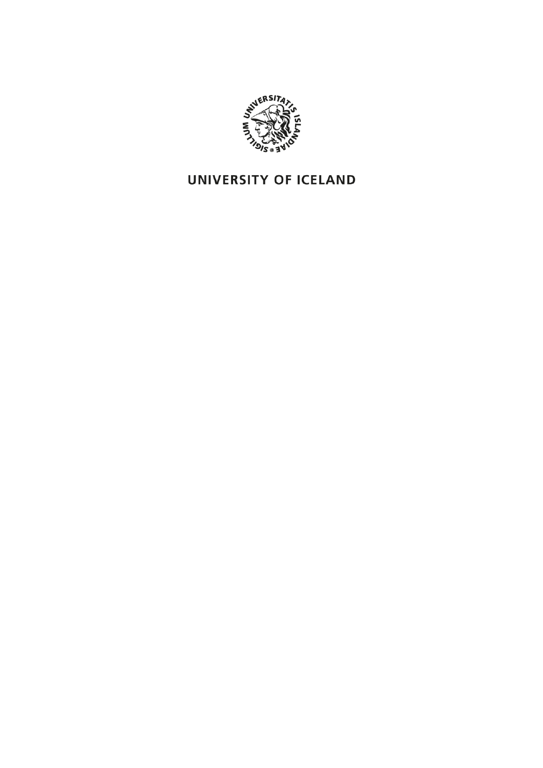UNIVERSITY OF ICELAND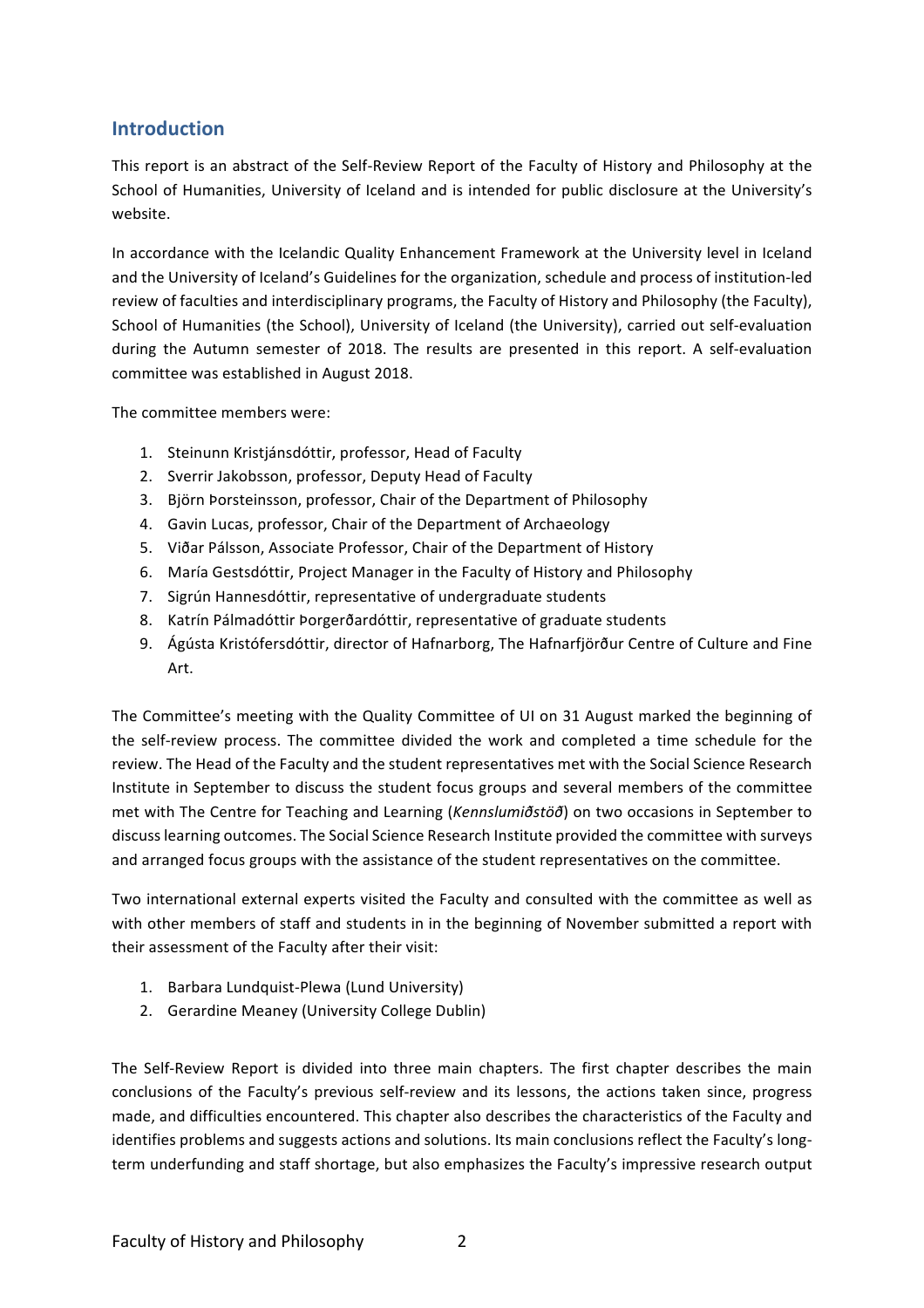## Introduction

This report is an abstract of the Self-Review Report of the Faculty of History and Philosophy at the School of Humanities, University of Iceland and is intended for public disclosure at the University's website.

In accordance with the Icelandic Quality Enhancement Framework at the University level in Iceland and the University of Iceland's Guidelines for the organization, schedule and process of institution-led review of faculties and interdisciplinary programs, the Faculty of History and Philosophy (the Faculty), School of Humanities (the School), University of Iceland (the University), carried out self-evaluation during the Autumn semester of 2018. The results are presented in this report. A self-evaluation committee was established in August 2018.

The committee members were:

1. Steinunn Kristjánsdóttir, professor, Head of Faculty
2. Sverrir Jakobsson, professor, Deputy Head of Faculty
3. Björn Þorsteinsson, professor, Chair of the Department of Philosophy
4. Gavin Lucas, professor, Chair of the Department of Archaeology
5. Viðar Pálsson, Associate Professor, Chair of the Department of History
6. María Gestsdóttir, Project Manager in the Faculty of History and Philosophy
7. Sigrún Hannesdóttir, representative of undergraduate students
8. Katrín Pálmadóttir Þorgerðardóttir, representative of graduate students
9. Ágústa Kristófersdóttir, director of Hafnarborg, The Hafnarfjörður Centre of Culture and Fine Art.

The Committee's meeting with the Quality Committee of UI on 31 August marked the beginning of the self-review process. The committee divided the work and completed a time schedule for the review. The Head of the Faculty and the student representatives met with the Social Science Research Institute in September to discuss the student focus groups and several members of the committee met with The Centre for Teaching and Learning (*Kennslumiðstöð*) on two occasions in September to discuss learning outcomes. The Social Science Research Institute provided the committee with surveys and arranged focus groups with the assistance of the student representatives on the committee.

Two international external experts visited the Faculty and consulted with the committee as well as with other members of staff and students in in the beginning of November submitted a report with their assessment of the Faculty after their visit:

1. Barbara Lundquist-Plewa (Lund University)
2. Gerardine Meaney (University College Dublin)

The Self-Review Report is divided into three main chapters. The first chapter describes the main conclusions of the Faculty's previous self-review and its lessons, the actions taken since, progress made, and difficulties encountered. This chapter also describes the characteristics of the Faculty and identifies problems and suggests actions and solutions. Its main conclusions reflect the Faculty's long-term underfunding and staff shortage, but also emphasizes the Faculty's impressive research output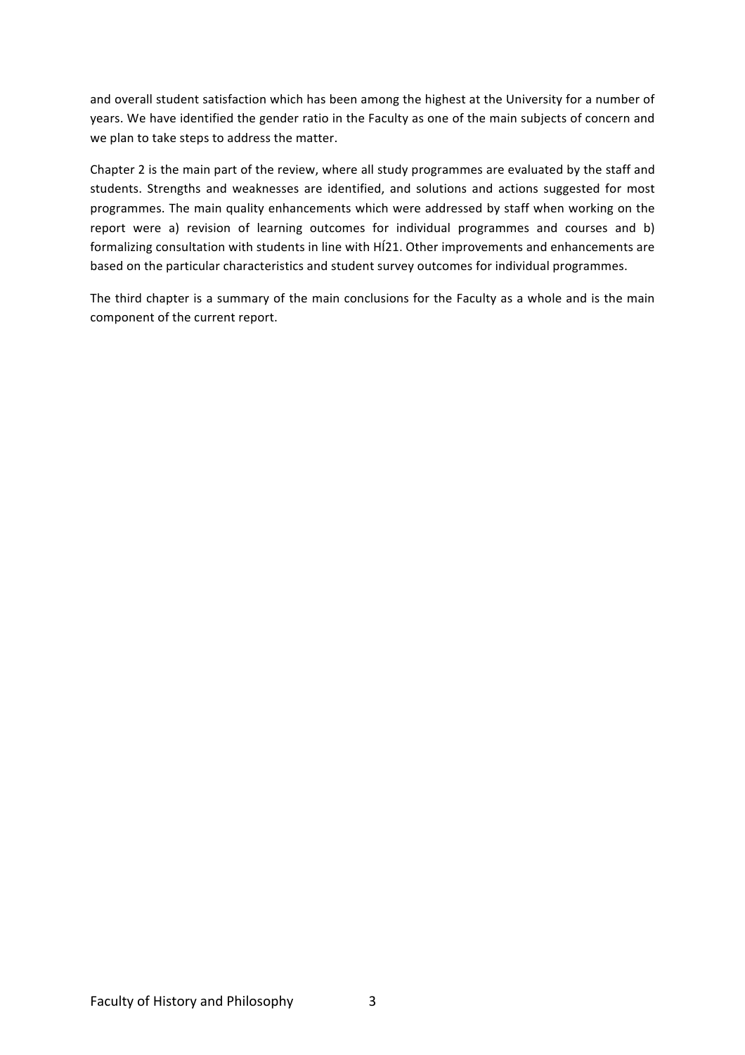and overall student satisfaction which has been among the highest at the University for a number of years. We have identified the gender ratio in the Faculty as one of the main subjects of concern and we plan to take steps to address the matter.

Chapter 2 is the main part of the review, where all study programmes are evaluated by the staff and students. Strengths and weaknesses are identified, and solutions and actions suggested for most programmes. The main quality enhancements which were addressed by staff when working on the report were a) revision of learning outcomes for individual programmes and courses and b) formalizing consultation with students in line with HÍ21. Other improvements and enhancements are based on the particular characteristics and student survey outcomes for individual programmes.

The third chapter is a summary of the main conclusions for the Faculty as a whole and is the main component of the current report.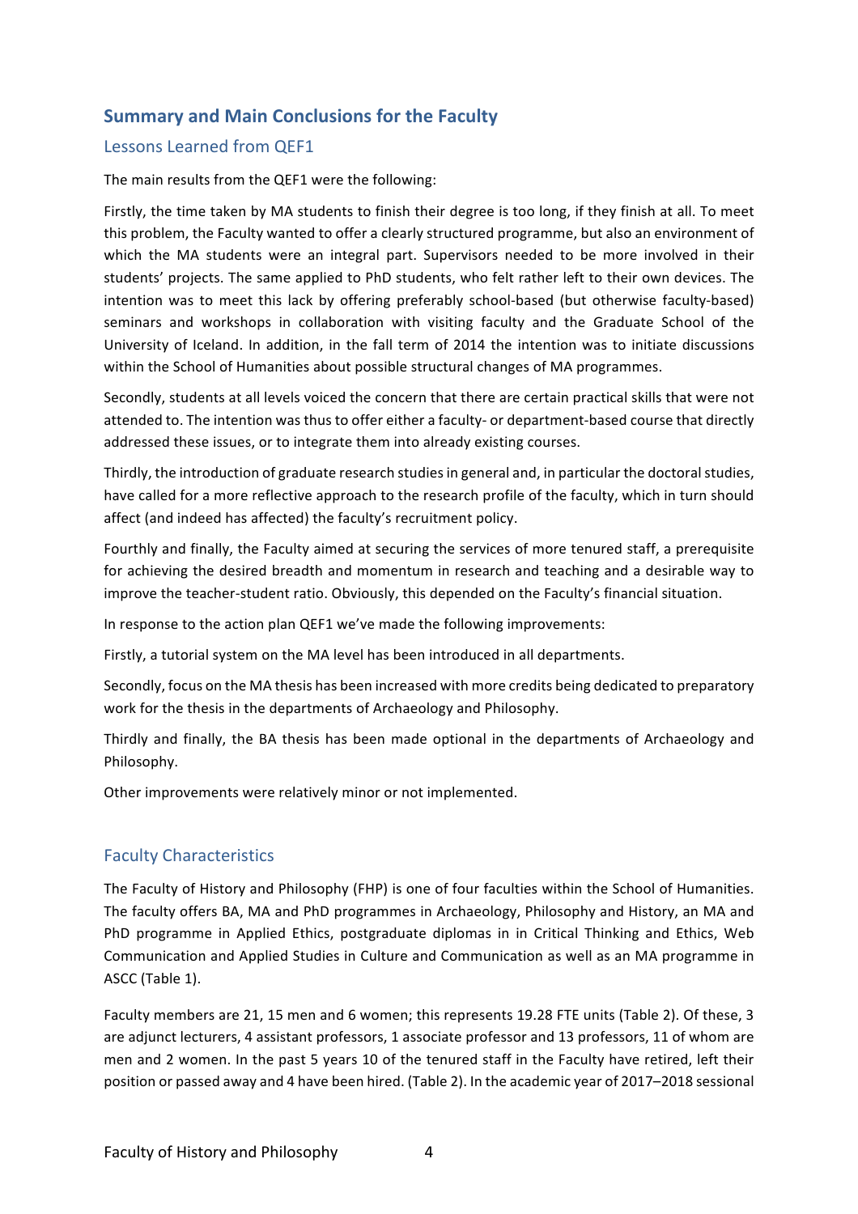## Summary and Main Conclusions for the Faculty

### Lessons Learned from QEF1

The main results from the QEF1 were the following:

Firstly, the time taken by MA students to finish their degree is too long, if they finish at all. To meet this problem, the Faculty wanted to offer a clearly structured programme, but also an environment of which the MA students were an integral part. Supervisors needed to be more involved in their students' projects. The same applied to PhD students, who felt rather left to their own devices. The intention was to meet this lack by offering preferably school-based (but otherwise faculty-based) seminars and workshops in collaboration with visiting faculty and the Graduate School of the University of Iceland. In addition, in the fall term of 2014 the intention was to initiate discussions within the School of Humanities about possible structural changes of MA programmes.

Secondly, students at all levels voiced the concern that there are certain practical skills that were not attended to. The intention was thus to offer either a faculty- or department-based course that directly addressed these issues, or to integrate them into already existing courses.

Thirdly, the introduction of graduate research studies in general and, in particular the doctoral studies, have called for a more reflective approach to the research profile of the faculty, which in turn should affect (and indeed has affected) the faculty's recruitment policy.

Fourthly and finally, the Faculty aimed at securing the services of more tenured staff, a prerequisite for achieving the desired breadth and momentum in research and teaching and a desirable way to improve the teacher-student ratio. Obviously, this depended on the Faculty's financial situation.

In response to the action plan QEF1 we've made the following improvements:

Firstly, a tutorial system on the MA level has been introduced in all departments.

Secondly, focus on the MA thesis has been increased with more credits being dedicated to preparatory work for the thesis in the departments of Archaeology and Philosophy.

Thirdly and finally, the BA thesis has been made optional in the departments of Archaeology and Philosophy.

Other improvements were relatively minor or not implemented.

### Faculty Characteristics

The Faculty of History and Philosophy (FHP) is one of four faculties within the School of Humanities. The faculty offers BA, MA and PhD programmes in Archaeology, Philosophy and History, an MA and PhD programme in Applied Ethics, postgraduate diplomas in in Critical Thinking and Ethics, Web Communication and Applied Studies in Culture and Communication as well as an MA programme in ASCC (Table 1).

Faculty members are 21, 15 men and 6 women; this represents 19.28 FTE units (Table 2). Of these, 3 are adjunct lecturers, 4 assistant professors, 1 associate professor and 13 professors, 11 of whom are men and 2 women. In the past 5 years 10 of the tenured staff in the Faculty have retired, left their position or passed away and 4 have been hired. (Table 2). In the academic year of 2017–2018 sessional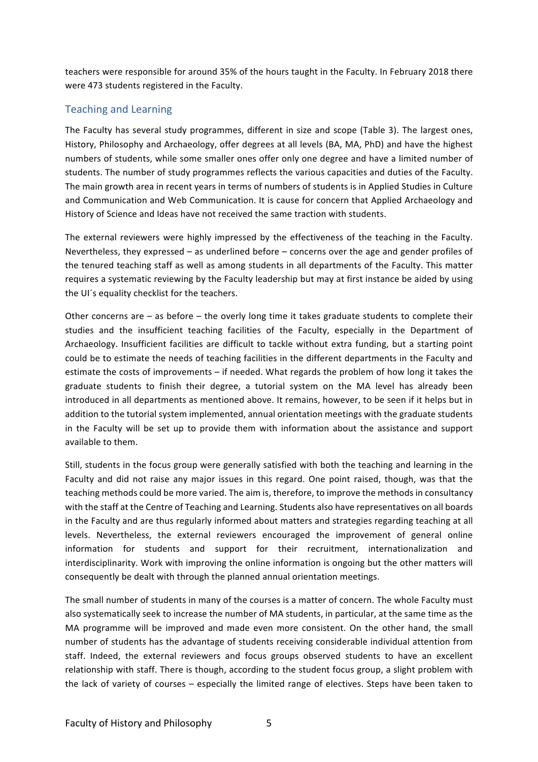teachers were responsible for around 35% of the hours taught in the Faculty. In February 2018 there were 473 students registered in the Faculty.

## Teaching and Learning

The Faculty has several study programmes, different in size and scope (Table 3). The largest ones, History, Philosophy and Archaeology, offer degrees at all levels (BA, MA, PhD) and have the highest numbers of students, while some smaller ones offer only one degree and have a limited number of students. The number of study programmes reflects the various capacities and duties of the Faculty. The main growth area in recent years in terms of numbers of students is in Applied Studies in Culture and Communication and Web Communication. It is cause for concern that Applied Archaeology and History of Science and Ideas have not received the same traction with students.

The external reviewers were highly impressed by the effectiveness of the teaching in the Faculty. Nevertheless, they expressed – as underlined before – concerns over the age and gender profiles of the tenured teaching staff as well as among students in all departments of the Faculty. This matter requires a systematic reviewing by the Faculty leadership but may at first instance be aided by using the UI´s equality checklist for the teachers.

Other concerns are – as before – the overly long time it takes graduate students to complete their studies and the insufficient teaching facilities of the Faculty, especially in the Department of Archaeology. Insufficient facilities are difficult to tackle without extra funding, but a starting point could be to estimate the needs of teaching facilities in the different departments in the Faculty and estimate the costs of improvements – if needed. What regards the problem of how long it takes the graduate students to finish their degree, a tutorial system on the MA level has already been introduced in all departments as mentioned above. It remains, however, to be seen if it helps but in addition to the tutorial system implemented, annual orientation meetings with the graduate students in the Faculty will be set up to provide them with information about the assistance and support available to them.

Still, students in the focus group were generally satisfied with both the teaching and learning in the Faculty and did not raise any major issues in this regard. One point raised, though, was that the teaching methods could be more varied. The aim is, therefore, to improve the methods in consultancy with the staff at the Centre of Teaching and Learning. Students also have representatives on all boards in the Faculty and are thus regularly informed about matters and strategies regarding teaching at all levels. Nevertheless, the external reviewers encouraged the improvement of general online information for students and support for their recruitment, internationalization and interdisciplinarity. Work with improving the online information is ongoing but the other matters will consequently be dealt with through the planned annual orientation meetings.

The small number of students in many of the courses is a matter of concern. The whole Faculty must also systematically seek to increase the number of MA students, in particular, at the same time as the MA programme will be improved and made even more consistent. On the other hand, the small number of students has the advantage of students receiving considerable individual attention from staff. Indeed, the external reviewers and focus groups observed students to have an excellent relationship with staff. There is though, according to the student focus group, a slight problem with the lack of variety of courses – especially the limited range of electives. Steps have been taken to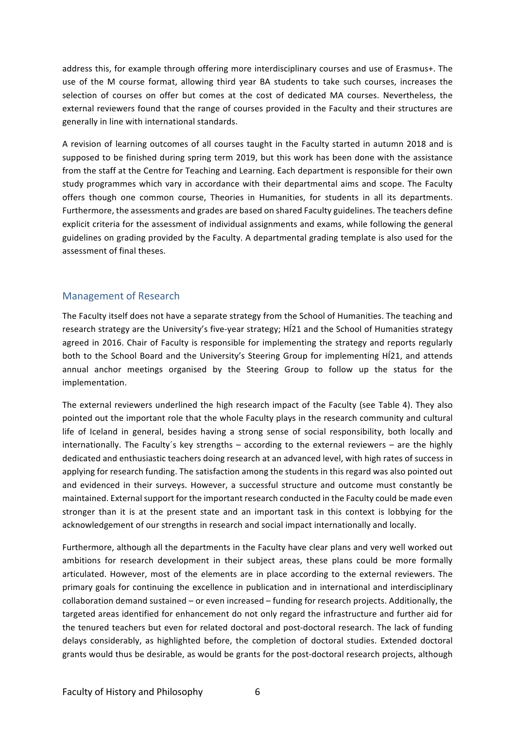address this, for example through offering more interdisciplinary courses and use of Erasmus+. The use of the M course format, allowing third year BA students to take such courses, increases the selection of courses on offer but comes at the cost of dedicated MA courses. Nevertheless, the external reviewers found that the range of courses provided in the Faculty and their structures are generally in line with international standards.

A revision of learning outcomes of all courses taught in the Faculty started in autumn 2018 and is supposed to be finished during spring term 2019, but this work has been done with the assistance from the staff at the Centre for Teaching and Learning. Each department is responsible for their own study programmes which vary in accordance with their departmental aims and scope. The Faculty offers though one common course, Theories in Humanities, for students in all its departments. Furthermore, the assessments and grades are based on shared Faculty guidelines. The teachers define explicit criteria for the assessment of individual assignments and exams, while following the general guidelines on grading provided by the Faculty. A departmental grading template is also used for the assessment of final theses.

## Management of Research

The Faculty itself does not have a separate strategy from the School of Humanities. The teaching and research strategy are the University's five-year strategy; HÍ21 and the School of Humanities strategy agreed in 2016. Chair of Faculty is responsible for implementing the strategy and reports regularly both to the School Board and the University's Steering Group for implementing HÍ21, and attends annual anchor meetings organised by the Steering Group to follow up the status for the implementation.

The external reviewers underlined the high research impact of the Faculty (see Table 4). They also pointed out the important role that the whole Faculty plays in the research community and cultural life of Iceland in general, besides having a strong sense of social responsibility, both locally and internationally. The Faculty´s key strengths – according to the external reviewers – are the highly dedicated and enthusiastic teachers doing research at an advanced level, with high rates of success in applying for research funding. The satisfaction among the students in this regard was also pointed out and evidenced in their surveys. However, a successful structure and outcome must constantly be maintained. External support for the important research conducted in the Faculty could be made even stronger than it is at the present state and an important task in this context is lobbying for the acknowledgement of our strengths in research and social impact internationally and locally.

Furthermore, although all the departments in the Faculty have clear plans and very well worked out ambitions for research development in their subject areas, these plans could be more formally articulated. However, most of the elements are in place according to the external reviewers. The primary goals for continuing the excellence in publication and in international and interdisciplinary collaboration demand sustained – or even increased – funding for research projects. Additionally, the targeted areas identified for enhancement do not only regard the infrastructure and further aid for the tenured teachers but even for related doctoral and post-doctoral research. The lack of funding delays considerably, as highlighted before, the completion of doctoral studies. Extended doctoral grants would thus be desirable, as would be grants for the post-doctoral research projects, although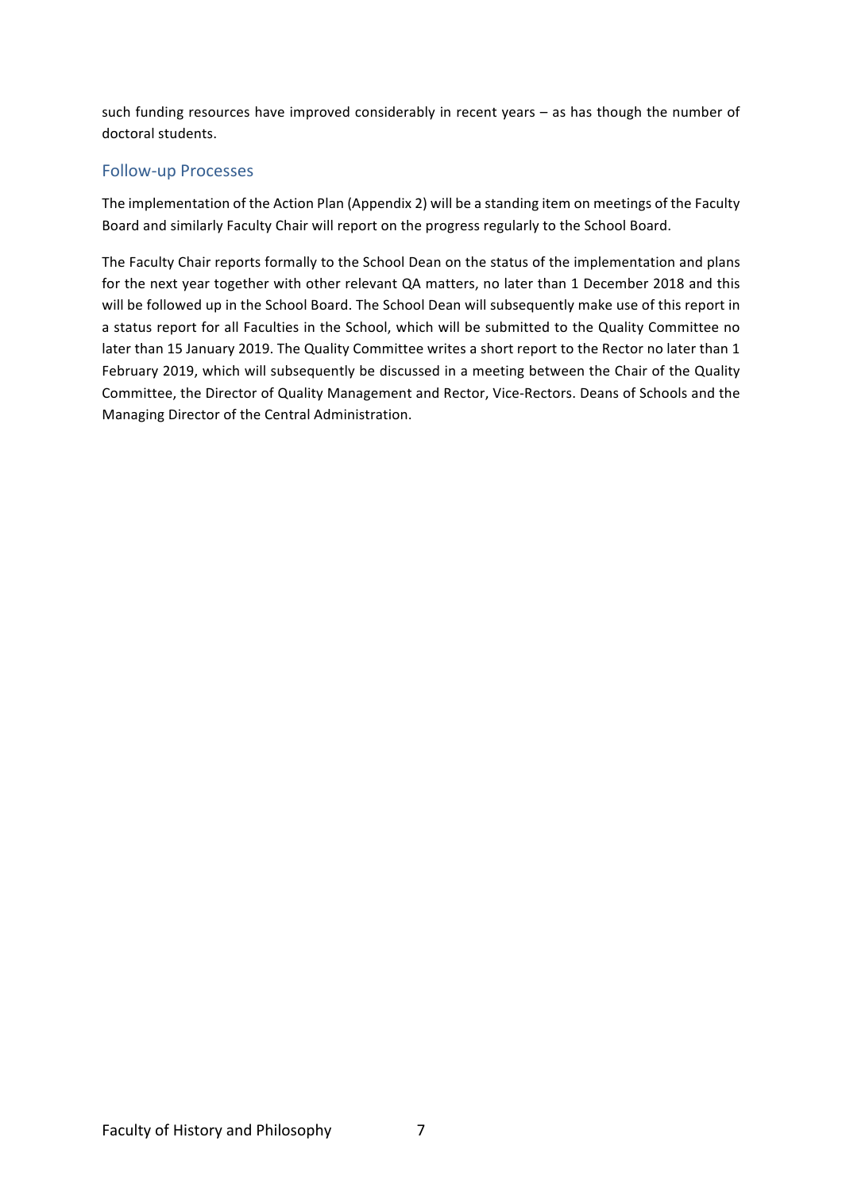such funding resources have improved considerably in recent years – as has though the number of doctoral students.

## Follow-up Processes

The implementation of the Action Plan (Appendix 2) will be a standing item on meetings of the Faculty Board and similarly Faculty Chair will report on the progress regularly to the School Board.

The Faculty Chair reports formally to the School Dean on the status of the implementation and plans for the next year together with other relevant QA matters, no later than 1 December 2018 and this will be followed up in the School Board. The School Dean will subsequently make use of this report in a status report for all Faculties in the School, which will be submitted to the Quality Committee no later than 15 January 2019. The Quality Committee writes a short report to the Rector no later than 1 February 2019, which will subsequently be discussed in a meeting between the Chair of the Quality Committee, the Director of Quality Management and Rector, Vice-Rectors. Deans of Schools and the Managing Director of the Central Administration.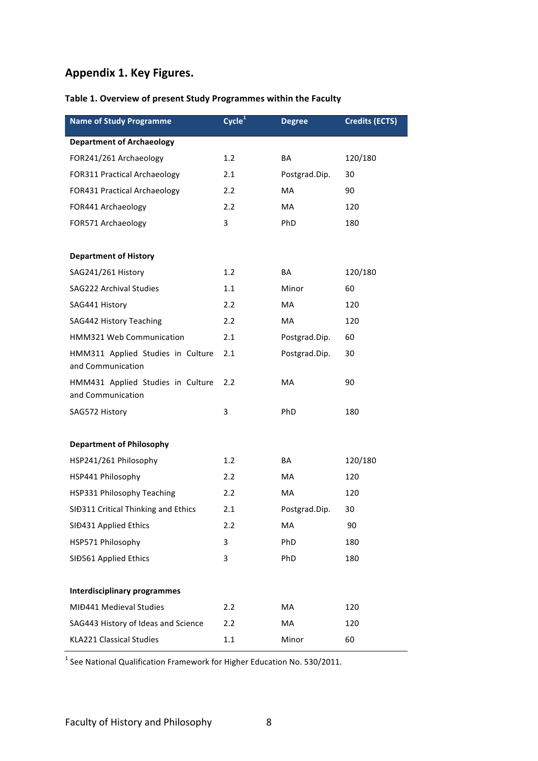## Appendix 1. Key Figures.

**Table 1. Overview of present Study Programmes within the Faculty**

| Name of Study Programme | Cycle[1] | Degree | Credits (ECTS) |
|---|---|---|---|
| **Department of Archaeology** | | | |
| FOR241/261 Archaeology | 1.2 | BA | 120/180 |
| FOR311 Practical Archaeology | 2.1 | Postgrad.Dip. | 30 |
| FOR431 Practical Archaeology | 2.2 | MA | 90 |
| FOR441 Archaeology | 2.2 | MA | 120 |
| FOR571 Archaeology | 3 | PhD | 180 |
| | | | |
| **Department of History** | | | |
| SAG241/261 History | 1.2 | BA | 120/180 |
| SAG222 Archival Studies | 1.1 | Minor | 60 |
| SAG441 History | 2.2 | MA | 120 |
| SAG442 History Teaching | 2.2 | MA | 120 |
| HMM321 Web Communication | 2.1 | Postgrad.Dip. | 60 |
| HMM311 Applied Studies in Culture and Communication | 2.1 | Postgrad.Dip. | 30 |
| HMM431 Applied Studies in Culture and Communication | 2.2 | MA | 90 |
| SAG572 History | 3 | PhD | 180 |
| | | | |
| **Department of Philosophy** | | | |
| HSP241/261 Philosophy | 1.2 | BA | 120/180 |
| HSP441 Philosophy | 2.2 | MA | 120 |
| HSP331 Philosophy Teaching | 2.2 | MA | 120 |
| SIÐ311 Critical Thinking and Ethics | 2.1 | Postgrad.Dip. | 30 |
| SIÐ431 Applied Ethics | 2.2 | MA | 90 |
| HSP571 Philosophy | 3 | PhD | 180 |
| SIÐ561 Applied Ethics | 3 | PhD | 180 |
| | | | |
| **Interdisciplinary programmes** | | | |
| MIÐ441 Medieval Studies | 2.2 | MA | 120 |
| SAG443 History of Ideas and Science | 2.2 | MA | 120 |
| KLA221 Classical Studies | 1.1 | Minor | 60 |

[1] See National Qualification Framework for Higher Education No. 530/2011.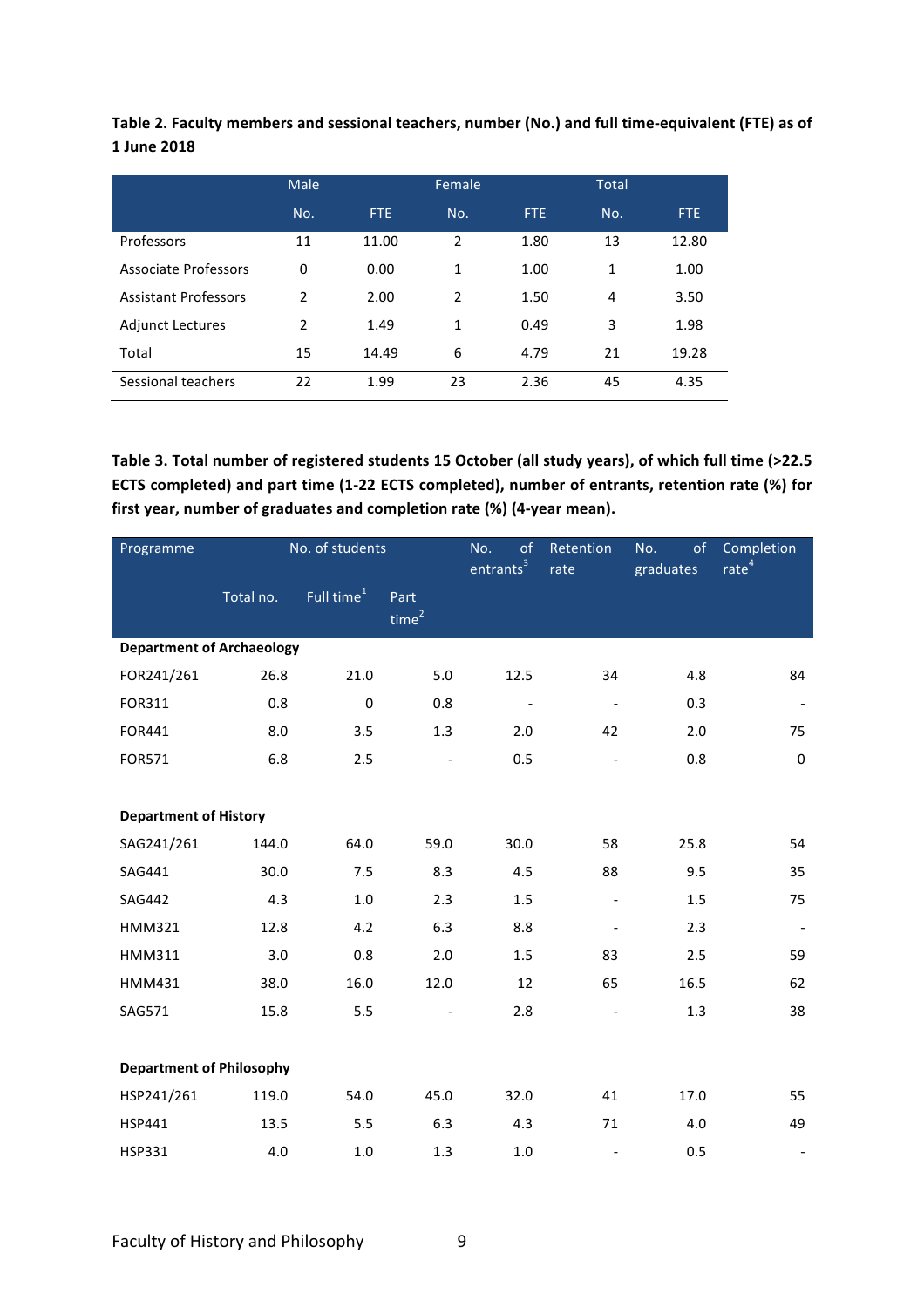**Table 2. Faculty members and sessional teachers, number (No.) and full time-equivalent (FTE) as of 1 June 2018**

| | Male | | Female | | Total | |
|---|---|---|---|---|---|---|
| | No. | FTE | No. | FTE | No. | FTE |
| Professors | 11 | 11.00 | 2 | 1.80 | 13 | 12.80 |
| Associate Professors | 0 | 0.00 | 1 | 1.00 | 1 | 1.00 |
| Assistant Professors | 2 | 2.00 | 2 | 1.50 | 4 | 3.50 |
| Adjunct Lectures | 2 | 1.49 | 1 | 0.49 | 3 | 1.98 |
| Total | 15 | 14.49 | 6 | 4.79 | 21 | 19.28 |
| Sessional teachers | 22 | 1.99 | 23 | 2.36 | 45 | 4.35 |

**Table 3. Total number of registered students 15 October (all study years), of which full time (>22.5 ECTS completed) and part time (1-22 ECTS completed), number of entrants, retention rate (%) for first year, number of graduates and completion rate (%) (4-year mean).**

| Programme | No. of students | | | No. of entrants[3] | Retention rate | No. of graduates | Completion rate[4] |
|---|---|---|---|---|---|---|---|
| | Total no. | Full time[1] | Part time[2] | | | | |
| **Department of Archaeology** | | | | | | | |
| FOR241/261 | 26.8 | 21.0 | 5.0 | 12.5 | 34 | 4.8 | 84 |
| FOR311 | 0.8 | 0 | 0.8 | - | - | 0.3 | - |
| FOR441 | 8.0 | 3.5 | 1.3 | 2.0 | 42 | 2.0 | 75 |
| FOR571 | 6.8 | 2.5 | - | 0.5 | - | 0.8 | 0 |
| **Department of History** | | | | | | | |
| SAG241/261 | 144.0 | 64.0 | 59.0 | 30.0 | 58 | 25.8 | 54 |
| SAG441 | 30.0 | 7.5 | 8.3 | 4.5 | 88 | 9.5 | 35 |
| SAG442 | 4.3 | 1.0 | 2.3 | 1.5 | - | 1.5 | 75 |
| HMM321 | 12.8 | 4.2 | 6.3 | 8.8 | - | 2.3 | - |
| HMM311 | 3.0 | 0.8 | 2.0 | 1.5 | 83 | 2.5 | 59 |
| HMM431 | 38.0 | 16.0 | 12.0 | 12 | 65 | 16.5 | 62 |
| SAG571 | 15.8 | 5.5 | - | 2.8 | - | 1.3 | 38 |
| **Department of Philosophy** | | | | | | | |
| HSP241/261 | 119.0 | 54.0 | 45.0 | 32.0 | 41 | 17.0 | 55 |
| HSP441 | 13.5 | 5.5 | 6.3 | 4.3 | 71 | 4.0 | 49 |
| HSP331 | 4.0 | 1.0 | 1.3 | 1.0 | - | 0.5 | - |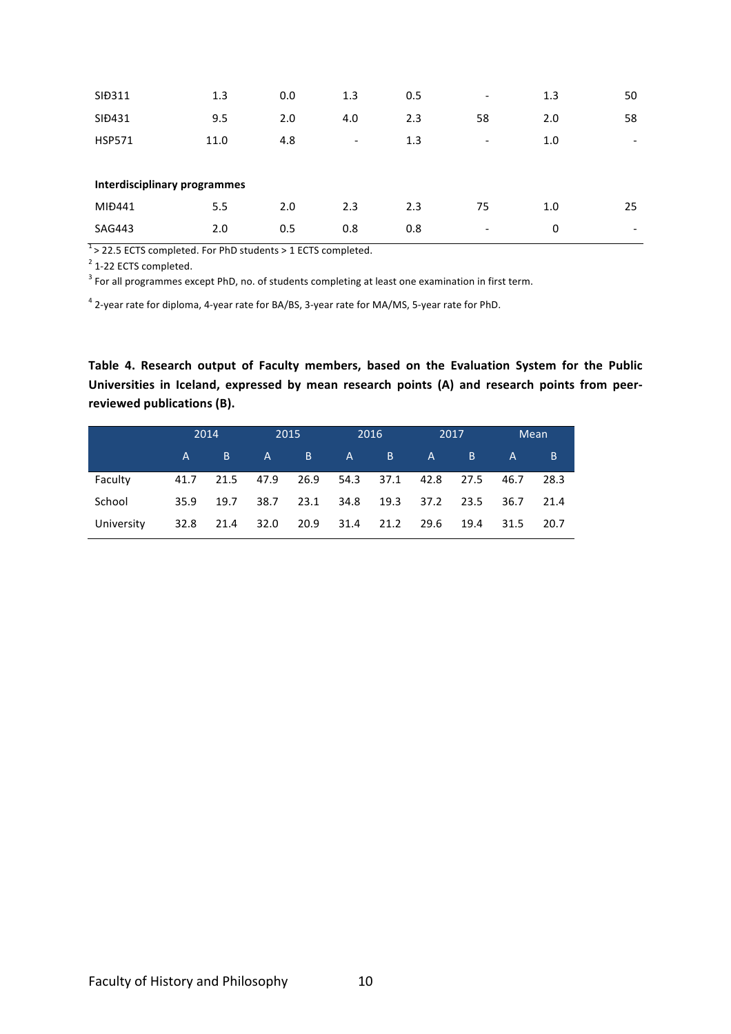| | | | | | | | |
|---|---|---|---|---|---|---|---|
| SIÐ311 | 1.3 | 0.0 | 1.3 | 0.5 | - | 1.3 | 50 |
| SIÐ431 | 9.5 | 2.0 | 4.0 | 2.3 | 58 | 2.0 | 58 |
| HSP571 | 11.0 | 4.8 | - | 1.3 | - | 1.0 | - |
| **Interdisciplinary programmes** | | | | | | | |
| MIÐ441 | 5.5 | 2.0 | 2.3 | 2.3 | 75 | 1.0 | 25 |
| SAG443 | 2.0 | 0.5 | 0.8 | 0.8 | - | 0 | - |

[1] > 22.5 ECTS completed. For PhD students > 1 ECTS completed.

[2] 1-22 ECTS completed.

[3] For all programmes except PhD, no. of students completing at least one examination in first term.

[4] 2-year rate for diploma, 4-year rate for BA/BS, 3-year rate for MA/MS, 5-year rate for PhD.

**Table 4. Research output of Faculty members, based on the Evaluation System for the Public Universities in Iceland, expressed by mean research points (A) and research points from peer-reviewed publications (B).**

| | 2014 | | 2015 | | 2016 | | 2017 | | Mean | |
|---|---|---|---|---|---|---|---|---|---|---|
| | A | B | A | B | A | B | A | B | A | B |
| Faculty | 41.7 | 21.5 | 47.9 | 26.9 | 54.3 | 37.1 | 42.8 | 27.5 | 46.7 | 28.3 |
| School | 35.9 | 19.7 | 38.7 | 23.1 | 34.8 | 19.3 | 37.2 | 23.5 | 36.7 | 21.4 |
| University | 32.8 | 21.4 | 32.0 | 20.9 | 31.4 | 21.2 | 29.6 | 19.4 | 31.5 | 20.7 |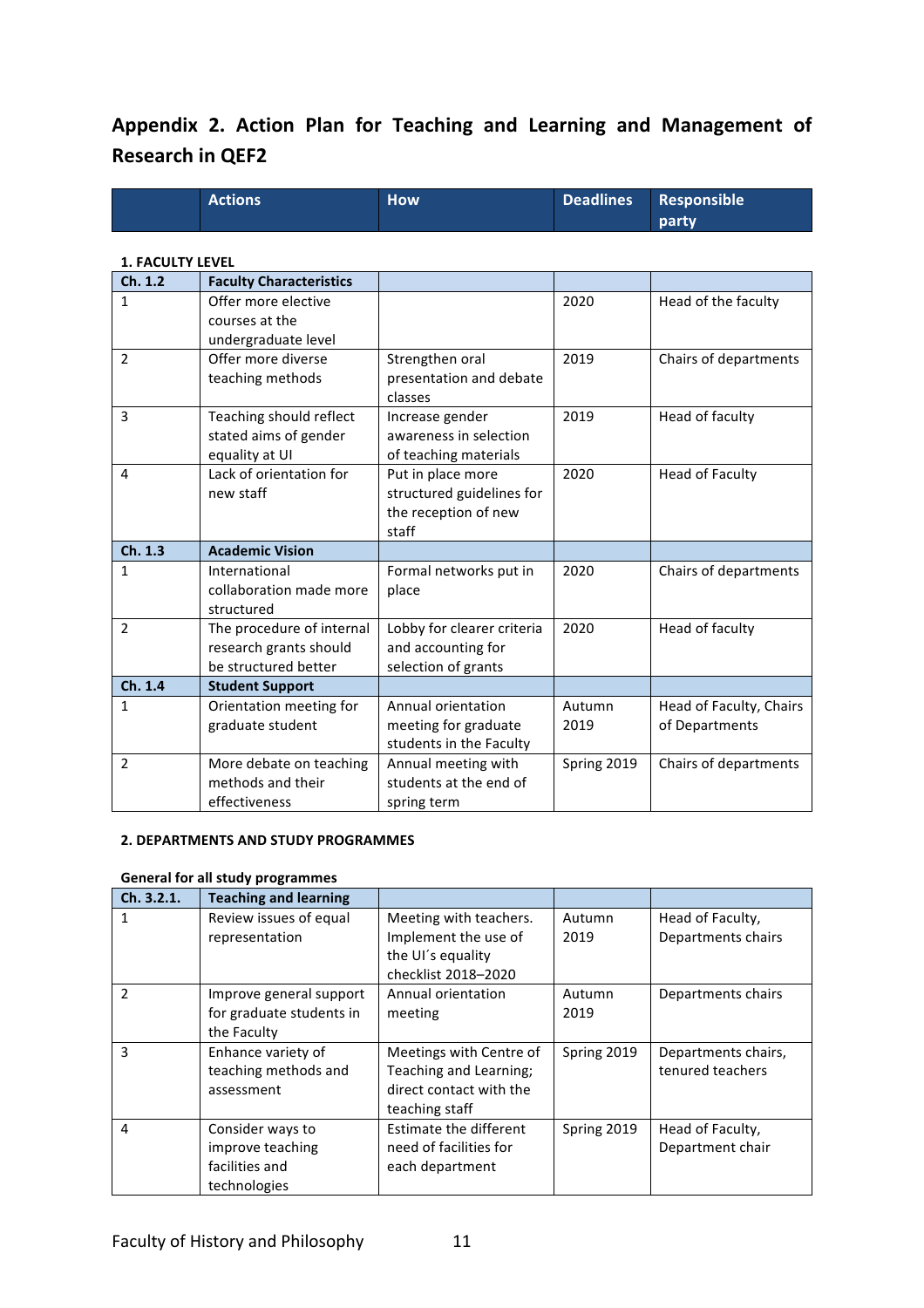## Appendix 2. Action Plan for Teaching and Learning and Management of Research in QEF2

| | Actions | How | Deadlines | Responsible party |
|---|---|---|---|---|
| **1. FACULTY LEVEL** | | | | |
| **Ch. 1.2** | **Faculty Characteristics** | | | |
| 1 | Offer more elective courses at the undergraduate level | | 2020 | Head of the faculty |
| 2 | Offer more diverse teaching methods | Strengthen oral presentation and debate classes | 2019 | Chairs of departments |
| 3 | Teaching should reflect stated aims of gender equality at UI | Increase gender awareness in selection of teaching materials | 2019 | Head of faculty |
| 4 | Lack of orientation for new staff | Put in place more structured guidelines for the reception of new staff | 2020 | Head of Faculty |
| **Ch. 1.3** | **Academic Vision** | | | |
| 1 | International collaboration made more structured | Formal networks put in place | 2020 | Chairs of departments |
| 2 | The procedure of internal research grants should be structured better | Lobby for clearer criteria and accounting for selection of grants | 2020 | Head of faculty |
| **Ch. 1.4** | **Student Support** | | | |
| 1 | Orientation meeting for graduate student | Annual orientation meeting for graduate students in the Faculty | Autumn 2019 | Head of Faculty, Chairs of Departments |
| 2 | More debate on teaching methods and their effectiveness | Annual meeting with students at the end of spring term | Spring 2019 | Chairs of departments |

**2. DEPARTMENTS AND STUDY PROGRAMMES**

**General for all study programmes**

| | | | | |
|---|---|---|---|---|
| **Ch. 3.2.1.** | **Teaching and learning** | | | |
| 1 | Review issues of equal representation | Meeting with teachers. Implement the use of the UI´s equality checklist 2018–2020 | Autumn 2019 | Head of Faculty, Departments chairs |
| 2 | Improve general support for graduate students in the Faculty | Annual orientation meeting | Autumn 2019 | Departments chairs |
| 3 | Enhance variety of teaching methods and assessment | Meetings with Centre of Teaching and Learning; direct contact with the teaching staff | Spring 2019 | Departments chairs, tenured teachers |
| 4 | Consider ways to improve teaching facilities and technologies | Estimate the different need of facilities for each department | Spring 2019 | Head of Faculty, Department chair |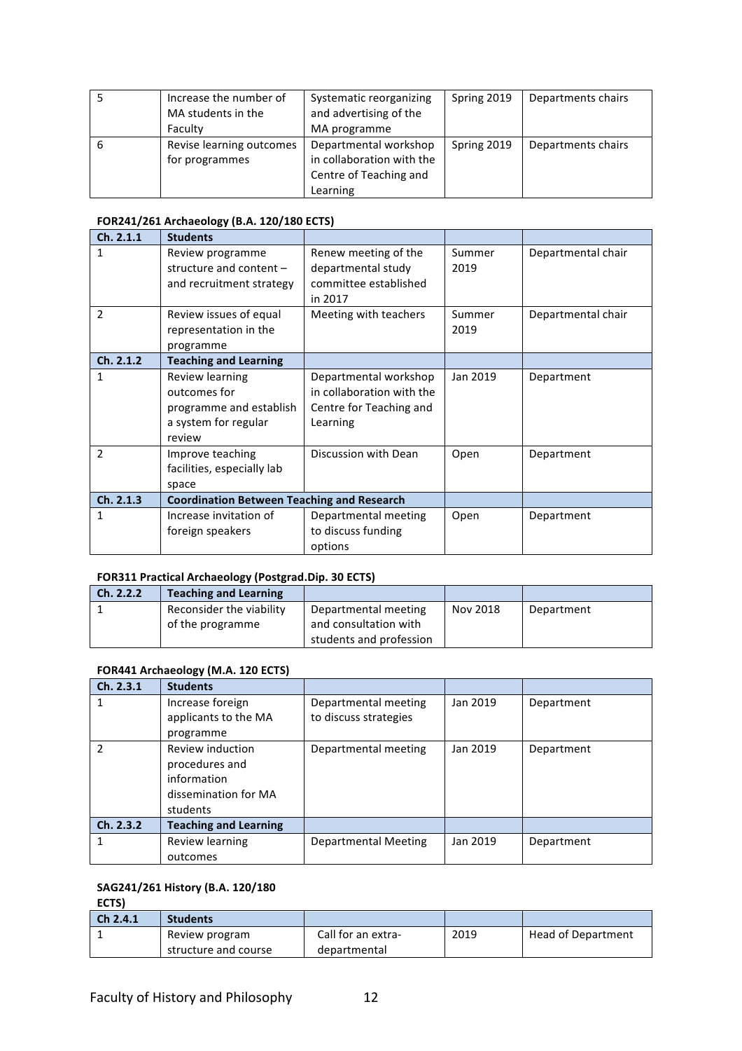| 5 | Increase the number of MA students in the Faculty | Systematic reorganizing and advertising of the MA programme | Spring 2019 | Departments chairs |
|---|---|---|---|---|
| 6 | Revise learning outcomes for programmes | Departmental workshop in collaboration with the Centre of Teaching and Learning | Spring 2019 | Departments chairs |

**FOR241/261 Archaeology (B.A. 120/180 ECTS)**

| Ch. 2.1.1 | Students | | | |
|---|---|---|---|---|
| 1 | Review programme structure and content – and recruitment strategy | Renew meeting of the departmental study committee established in 2017 | Summer 2019 | Departmental chair |
| 2 | Review issues of equal representation in the programme | Meeting with teachers | Summer 2019 | Departmental chair |
| **Ch. 2.1.2** | **Teaching and Learning** | | | |
| 1 | Review learning outcomes for programme and establish a system for regular review | Departmental workshop in collaboration with the Centre for Teaching and Learning | Jan 2019 | Department |
| 2 | Improve teaching facilities, especially lab space | Discussion with Dean | Open | Department |
| **Ch. 2.1.3** | **Coordination Between Teaching and Research** | | | |
| 1 | Increase invitation of foreign speakers | Departmental meeting to discuss funding options | Open | Department |

**FOR311 Practical Archaeology (Postgrad.Dip. 30 ECTS)**

| Ch. 2.2.2 | Teaching and Learning | | | |
|---|---|---|---|---|
| 1 | Reconsider the viability of the programme | Departmental meeting and consultation with students and profession | Nov 2018 | Department |

**FOR441 Archaeology (M.A. 120 ECTS)**

| Ch. 2.3.1 | Students | | | |
|---|---|---|---|---|
| 1 | Increase foreign applicants to the MA programme | Departmental meeting to discuss strategies | Jan 2019 | Department |
| 2 | Review induction procedures and information dissemination for MA students | Departmental meeting | Jan 2019 | Department |
| **Ch. 2.3.2** | **Teaching and Learning** | | | |
| 1 | Review learning outcomes | Departmental Meeting | Jan 2019 | Department |

**SAG241/261 History (B.A. 120/180 ECTS)**

| Ch 2.4.1 | Students | | | |
|---|---|---|---|---|
| 1 | Review program structure and course | Call for an extra-departmental | 2019 | Head of Department |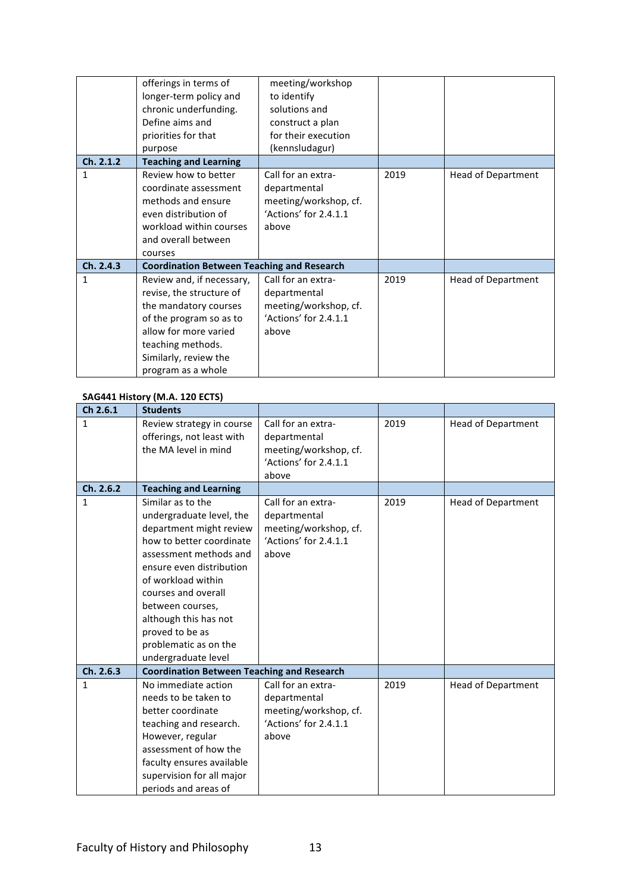| | offerings in terms of longer-term policy and chronic underfunding. Define aims and priorities for that purpose | meeting/workshop to identify solutions and construct a plan for their execution (kennsludagur) | | |
|---|---|---|---|---|
| **Ch. 2.1.2** | **Teaching and Learning** | | | |
| 1 | Review how to better coordinate assessment methods and ensure even distribution of workload within courses and overall between courses | Call for an extra-departmental meeting/workshop, cf. 'Actions' for 2.4.1.1 above | 2019 | Head of Department |
| **Ch. 2.4.3** | **Coordination Between Teaching and Research** | | | |
| 1 | Review and, if necessary, revise, the structure of the mandatory courses of the program so as to allow for more varied teaching methods. Similarly, review the program as a whole | Call for an extra-departmental meeting/workshop, cf. 'Actions' for 2.4.1.1 above | 2019 | Head of Department |

**SAG441 History (M.A. 120 ECTS)**

| **Ch 2.6.1** | **Students** | | | |
|---|---|---|---|---|
| 1 | Review strategy in course offerings, not least with the MA level in mind | Call for an extra-departmental meeting/workshop, cf. 'Actions' for 2.4.1.1 above | 2019 | Head of Department |
| **Ch. 2.6.2** | **Teaching and Learning** | | | |
| 1 | Similar as to the undergraduate level, the department might review how to better coordinate assessment methods and ensure even distribution of workload within courses and overall between courses, although this has not proved to be as problematic as on the undergraduate level | Call for an extra-departmental meeting/workshop, cf. 'Actions' for 2.4.1.1 above | 2019 | Head of Department |
| **Ch. 2.6.3** | **Coordination Between Teaching and Research** | | | |
| 1 | No immediate action needs to be taken to better coordinate teaching and research. However, regular assessment of how the faculty ensures available supervision for all major periods and areas of | Call for an extra-departmental meeting/workshop, cf. 'Actions' for 2.4.1.1 above | 2019 | Head of Department |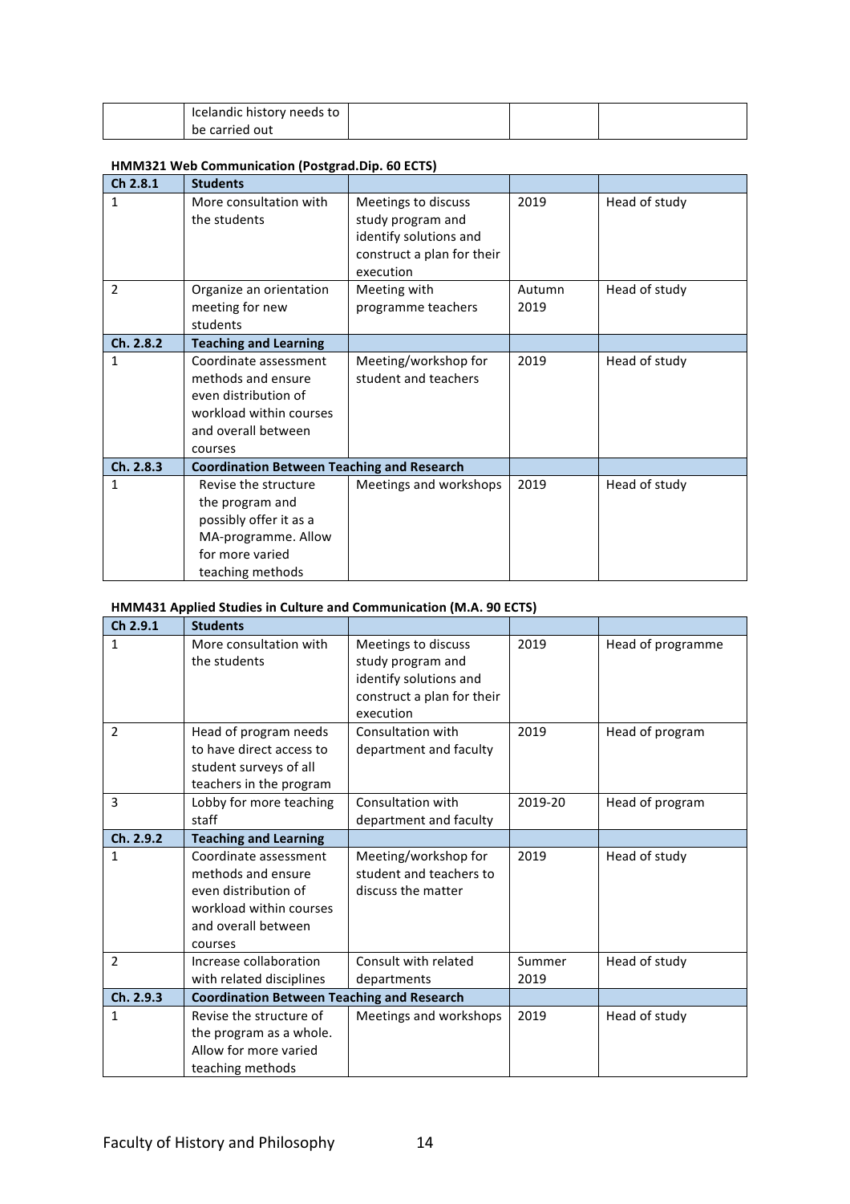|  | Icelandic history needs to be carried out |  |  |  |
|---|---|---|---|---|

**HMM321 Web Communication (Postgrad.Dip. 60 ECTS)**

| Ch 2.8.1 | Students |  |  |  |
|---|---|---|---|---|
| 1 | More consultation with the students | Meetings to discuss study program and identify solutions and construct a plan for their execution | 2019 | Head of study |
| 2 | Organize an orientation meeting for new students | Meeting with programme teachers | Autumn 2019 | Head of study |
| **Ch. 2.8.2** | **Teaching and Learning** |  |  |  |
| 1 | Coordinate assessment methods and ensure even distribution of workload within courses and overall between courses | Meeting/workshop for student and teachers | 2019 | Head of study |
| **Ch. 2.8.3** | **Coordination Between Teaching and Research** |  |  |  |
| 1 | Revise the structure the program and possibly offer it as a MA-programme. Allow for more varied teaching methods | Meetings and workshops | 2019 | Head of study |

**HMM431 Applied Studies in Culture and Communication (M.A. 90 ECTS)**

| Ch 2.9.1 | Students |  |  |  |
|---|---|---|---|---|
| 1 | More consultation with the students | Meetings to discuss study program and identify solutions and construct a plan for their execution | 2019 | Head of programme |
| 2 | Head of program needs to have direct access to student surveys of all teachers in the program | Consultation with department and faculty | 2019 | Head of program |
| 3 | Lobby for more teaching staff | Consultation with department and faculty | 2019-20 | Head of program |
| **Ch. 2.9.2** | **Teaching and Learning** |  |  |  |
| 1 | Coordinate assessment methods and ensure even distribution of workload within courses and overall between courses | Meeting/workshop for student and teachers to discuss the matter | 2019 | Head of study |
| 2 | Increase collaboration with related disciplines | Consult with related departments | Summer 2019 | Head of study |
| **Ch. 2.9.3** | **Coordination Between Teaching and Research** |  |  |  |
| 1 | Revise the structure of the program as a whole. Allow for more varied teaching methods | Meetings and workshops | 2019 | Head of study |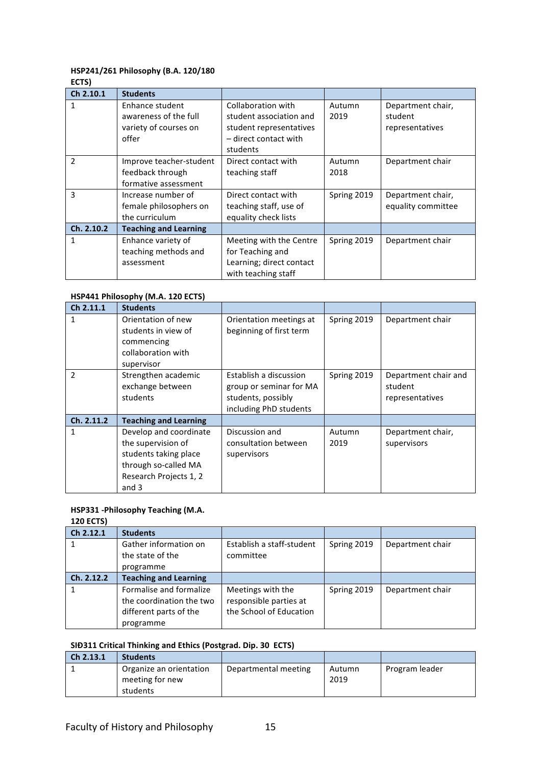**HSP241/261 Philosophy (B.A. 120/180 ECTS)**

| Ch 2.10.1 | Students | | | |
|---|---|---|---|---|
| 1 | Enhance student awareness of the full variety of courses on offer | Collaboration with student association and student representatives – direct contact with students | Autumn 2019 | Department chair, student representatives |
| 2 | Improve teacher-student feedback through formative assessment | Direct contact with teaching staff | Autumn 2018 | Department chair |
| 3 | Increase number of female philosophers on the curriculum | Direct contact with teaching staff, use of equality check lists | Spring 2019 | Department chair, equality committee |
| **Ch. 2.10.2** | **Teaching and Learning** | | | |
| 1 | Enhance variety of teaching methods and assessment | Meeting with the Centre for Teaching and Learning; direct contact with teaching staff | Spring 2019 | Department chair |

**HSP441 Philosophy (M.A. 120 ECTS)**

| Ch 2.11.1 | Students | | | |
|---|---|---|---|---|
| 1 | Orientation of new students in view of commencing collaboration with supervisor | Orientation meetings at beginning of first term | Spring 2019 | Department chair |
| 2 | Strengthen academic exchange between students | Establish a discussion group or seminar for MA students, possibly including PhD students | Spring 2019 | Department chair and student representatives |
| **Ch. 2.11.2** | **Teaching and Learning** | | | |
| 1 | Develop and coordinate the supervision of students taking place through so-called MA Research Projects 1, 2 and 3 | Discussion and consultation between supervisors | Autumn 2019 | Department chair, supervisors |

**HSP331 -Philosophy Teaching (M.A. 120 ECTS)**

| Ch 2.12.1 | Students | | | |
|---|---|---|---|---|
| 1 | Gather information on the state of the programme | Establish a staff-student committee | Spring 2019 | Department chair |
| **Ch. 2.12.2** | **Teaching and Learning** | | | |
| 1 | Formalise and formalize the coordination the two different parts of the programme | Meetings with the responsible parties at the School of Education | Spring 2019 | Department chair |

**SIÐ311 Critical Thinking and Ethics (Postgrad. Dip. 30 ECTS)**

| Ch 2.13.1 | Students | | | |
|---|---|---|---|---|
| 1 | Organize an orientation meeting for new students | Departmental meeting | Autumn 2019 | Program leader |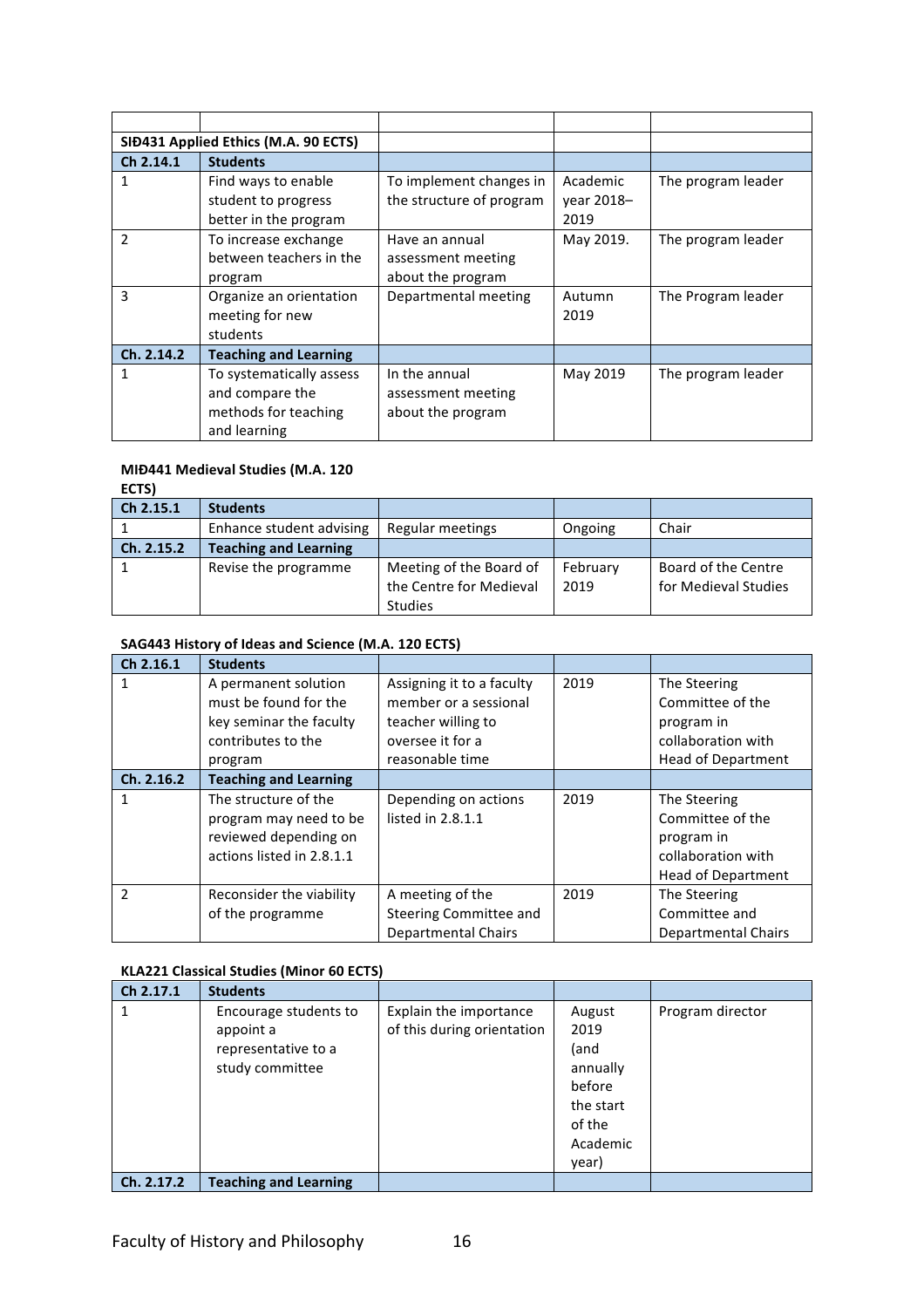| | | | | |
|---|---|---|---|---|
| **SIÐ431 Applied Ethics (M.A. 90 ECTS)** | | | | |
| **Ch 2.14.1** | **Students** | | | |
| 1 | Find ways to enable student to progress better in the program | To implement changes in the structure of program | Academic year 2018–2019 | The program leader |
| 2 | To increase exchange between teachers in the program | Have an annual assessment meeting about the program | May 2019. | The program leader |
| 3 | Organize an orientation meeting for new students | Departmental meeting | Autumn 2019 | The Program leader |
| **Ch. 2.14.2** | **Teaching and Learning** | | | |
| 1 | To systematically assess and compare the methods for teaching and learning | In the annual assessment meeting about the program | May 2019 | The program leader |

**MIÐ441 Medieval Studies (M.A. 120 ECTS)**

| **Ch 2.15.1** | **Students** | | | |
|---|---|---|---|---|
| 1 | Enhance student advising | Regular meetings | Ongoing | Chair |
| **Ch. 2.15.2** | **Teaching and Learning** | | | |
| 1 | Revise the programme | Meeting of the Board of the Centre for Medieval Studies | February 2019 | Board of the Centre for Medieval Studies |

**SAG443 History of Ideas and Science (M.A. 120 ECTS)**

| **Ch 2.16.1** | **Students** | | | |
|---|---|---|---|---|
| 1 | A permanent solution must be found for the key seminar the faculty contributes to the program | Assigning it to a faculty member or a sessional teacher willing to oversee it for a reasonable time | 2019 | The Steering Committee of the program in collaboration with Head of Department |
| **Ch. 2.16.2** | **Teaching and Learning** | | | |
| 1 | The structure of the program may need to be reviewed depending on actions listed in 2.8.1.1 | Depending on actions listed in 2.8.1.1 | 2019 | The Steering Committee of the program in collaboration with Head of Department |
| 2 | Reconsider the viability of the programme | A meeting of the Steering Committee and Departmental Chairs | 2019 | The Steering Committee and Departmental Chairs |

**KLA221 Classical Studies (Minor 60 ECTS)**

| **Ch 2.17.1** | **Students** | | | |
|---|---|---|---|---|
| 1 | Encourage students to appoint a representative to a study committee | Explain the importance of this during orientation | August 2019 (and annually before the start of the Academic year) | Program director |
| **Ch. 2.17.2** | **Teaching and Learning** | | | |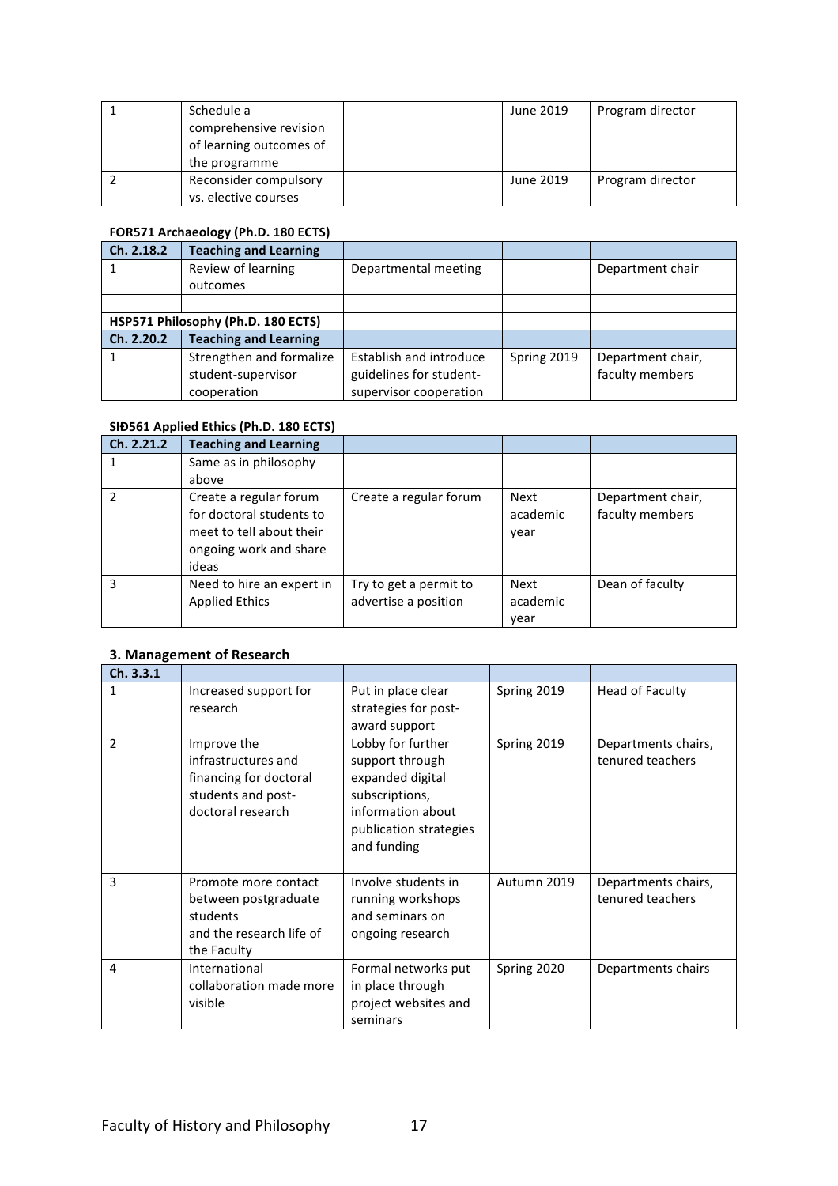| | | | | |
|---|---|---|---|---|
| 1 | Schedule a comprehensive revision of learning outcomes of the programme | | June 2019 | Program director |
| 2 | Reconsider compulsory vs. elective courses | | June 2019 | Program director |

**FOR571 Archaeology (Ph.D. 180 ECTS)**

| Ch. 2.18.2 | Teaching and Learning | | | |
|---|---|---|---|---|
| 1 | Review of learning outcomes | Departmental meeting | | Department chair |
| | | | | |
| **HSP571 Philosophy (Ph.D. 180 ECTS)** | | | | |
| **Ch. 2.20.2** | **Teaching and Learning** | | | |
| 1 | Strengthen and formalize student-supervisor cooperation | Establish and introduce guidelines for student-supervisor cooperation | Spring 2019 | Department chair, faculty members |

**SIÐ561 Applied Ethics (Ph.D. 180 ECTS)**

| Ch. 2.21.2 | Teaching and Learning | | | |
|---|---|---|---|---|
| 1 | Same as in philosophy above | | | |
| 2 | Create a regular forum for doctoral students to meet to tell about their ongoing work and share ideas | Create a regular forum | Next academic year | Department chair, faculty members |
| 3 | Need to hire an expert in Applied Ethics | Try to get a permit to advertise a position | Next academic year | Dean of faculty |

## 3. Management of Research

| Ch. 3.3.1 | | | | |
|---|---|---|---|---|
| 1 | Increased support for research | Put in place clear strategies for post-award support | Spring 2019 | Head of Faculty |
| 2 | Improve the infrastructures and financing for doctoral students and post-doctoral research | Lobby for further support through expanded digital subscriptions, information about publication strategies and funding | Spring 2019 | Departments chairs, tenured teachers |
| 3 | Promote more contact between postgraduate students and the research life of the Faculty | Involve students in running workshops and seminars on ongoing research | Autumn 2019 | Departments chairs, tenured teachers |
| 4 | International collaboration made more visible | Formal networks put in place through project websites and seminars | Spring 2020 | Departments chairs |